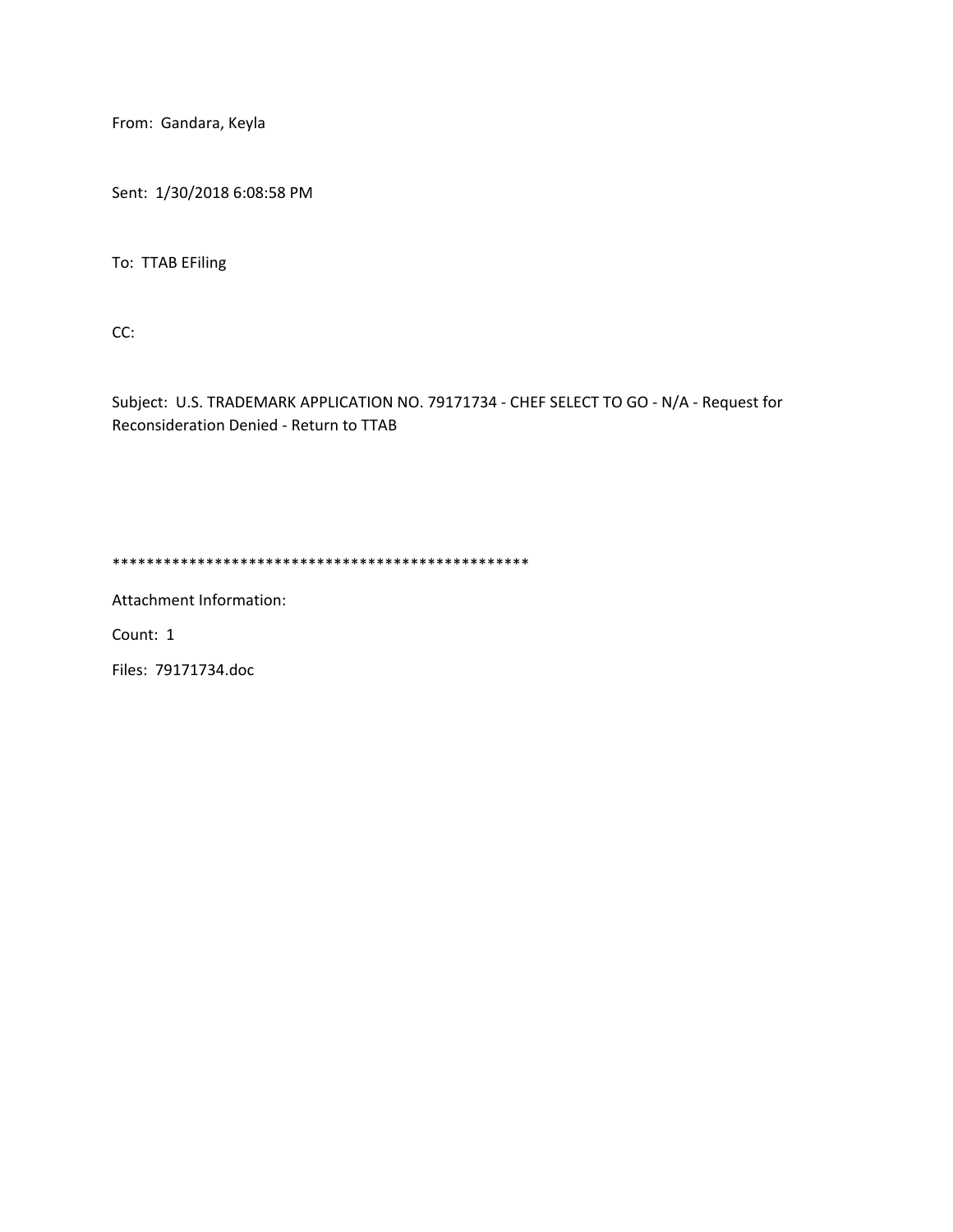From: Gandara, Keyla

Sent: 1/30/2018 6:08:58 PM

To: TTAB EFiling

CC:

Subject: U.S. TRADEMARK APPLICATION NO. 79171734 - CHEF SELECT TO GO - N/A - Request for Reconsideration Denied - Return to TTAB

**************************************************

Attachment Information:

Count: 1

Files: 79171734.doc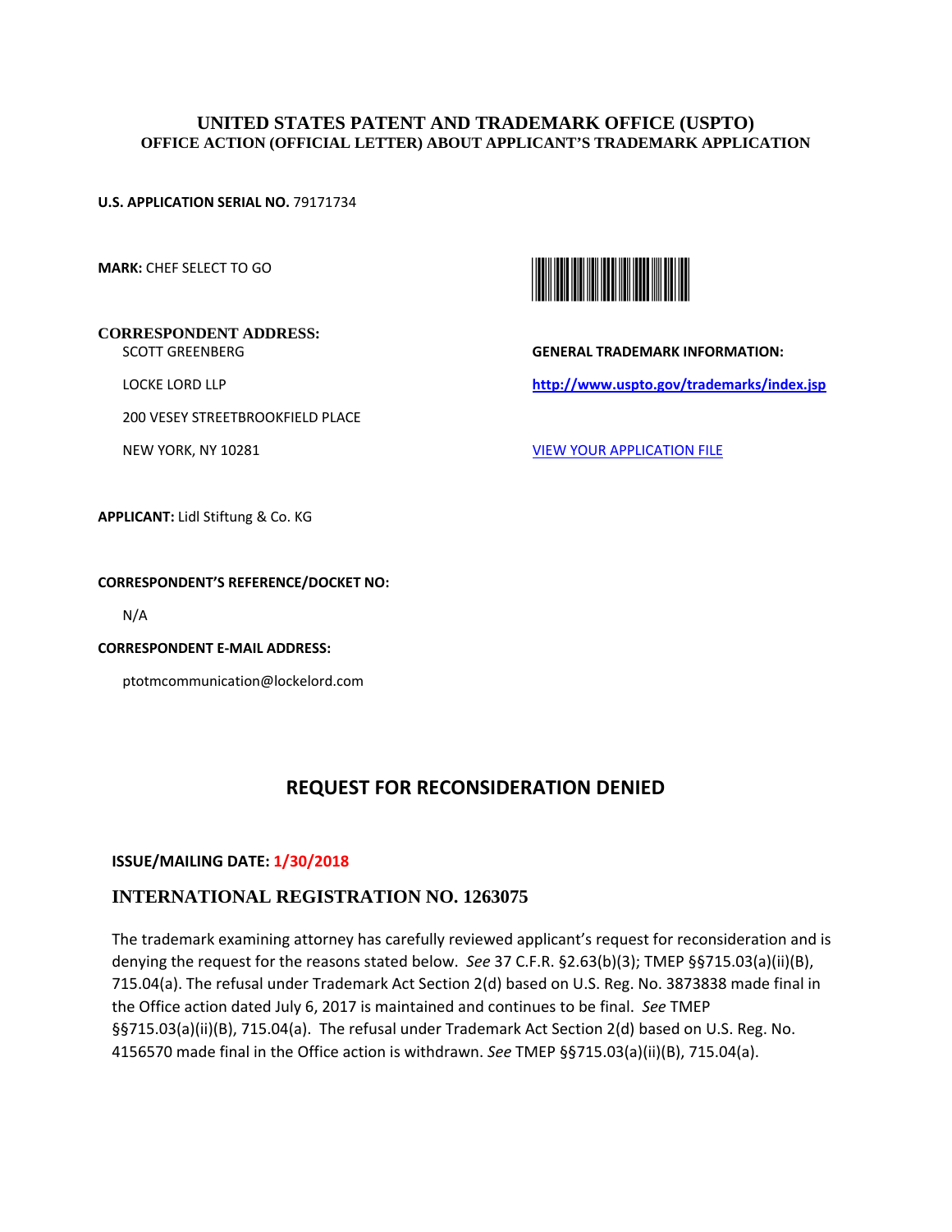# UNITED STATES PATENT AND TRADEMARK OFFICE (USPTO)

## OFFICE ACTION (OFFICIAL LETTER) ABOUT APPLICANT'S TRADEMARK APPLICATION

**U.S. APPLICATION SERIAL NO.** 79171734

**MARK:** CHEF SELECT TO GO

**CORRESPONDENT ADDRESS:**

SCOTT GREENBERG

LOCKE LORD LLP

200 VESEY STREETBROOKFIELD PLACE

NEW YORK, NY 10281

**GENERAL TRADEMARK INFORMATION:**

**http://www.uspto.gov/trademarks/index.jsp**

VIEW YOUR APPLICATION FILE

**APPLICANT:** Lidl Stiftung & Co. KG

**CORRESPONDENT'S REFERENCE/DOCKET NO:**

N/A

**CORRESPONDENT E-MAIL ADDRESS:**

ptotmcommunication@lockelord.com

## REQUEST FOR RECONSIDERATION DENIED

**ISSUE/MAILING DATE: 1/30/2018**

### INTERNATIONAL REGISTRATION NO. 1263075

The trademark examining attorney has carefully reviewed applicant's request for reconsideration and is denying the request for the reasons stated below. *See* 37 C.F.R. §2.63(b)(3); TMEP §§715.03(a)(ii)(B), 715.04(a). The refusal under Trademark Act Section 2(d) based on U.S. Reg. No. 3873838 made final in the Office action dated July 6, 2017 is maintained and continues to be final. *See* TMEP §§715.03(a)(ii)(B), 715.04(a). The refusal under Trademark Act Section 2(d) based on U.S. Reg. No. 4156570 made final in the Office action is withdrawn. *See* TMEP §§715.03(a)(ii)(B), 715.04(a).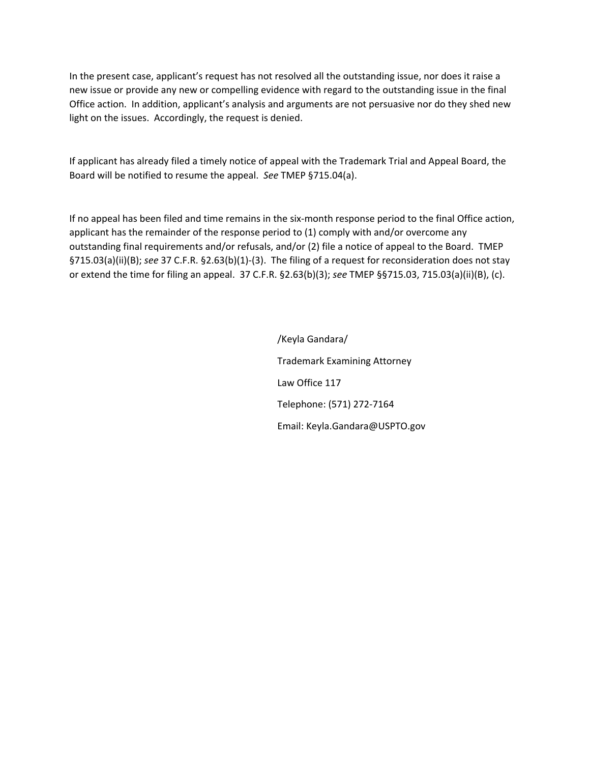In the present case, applicant's request has not resolved all the outstanding issue, nor does it raise a new issue or provide any new or compelling evidence with regard to the outstanding issue in the final Office action. In addition, applicant's analysis and arguments are not persuasive nor do they shed new light on the issues. Accordingly, the request is denied.

If applicant has already filed a timely notice of appeal with the Trademark Trial and Appeal Board, the Board will be notified to resume the appeal. *See* TMEP §715.04(a).

If no appeal has been filed and time remains in the six-month response period to the final Office action, applicant has the remainder of the response period to (1) comply with and/or overcome any outstanding final requirements and/or refusals, and/or (2) file a notice of appeal to the Board. TMEP §715.03(a)(ii)(B); *see* 37 C.F.R. §2.63(b)(1)-(3). The filing of a request for reconsideration does not stay or extend the time for filing an appeal. 37 C.F.R. §2.63(b)(3); *see* TMEP §§715.03, 715.03(a)(ii)(B), (c).

/Keyla Gandara/

Trademark Examining Attorney

Law Office 117

Telephone: (571) 272-7164

Email: Keyla.Gandara@USPTO.gov